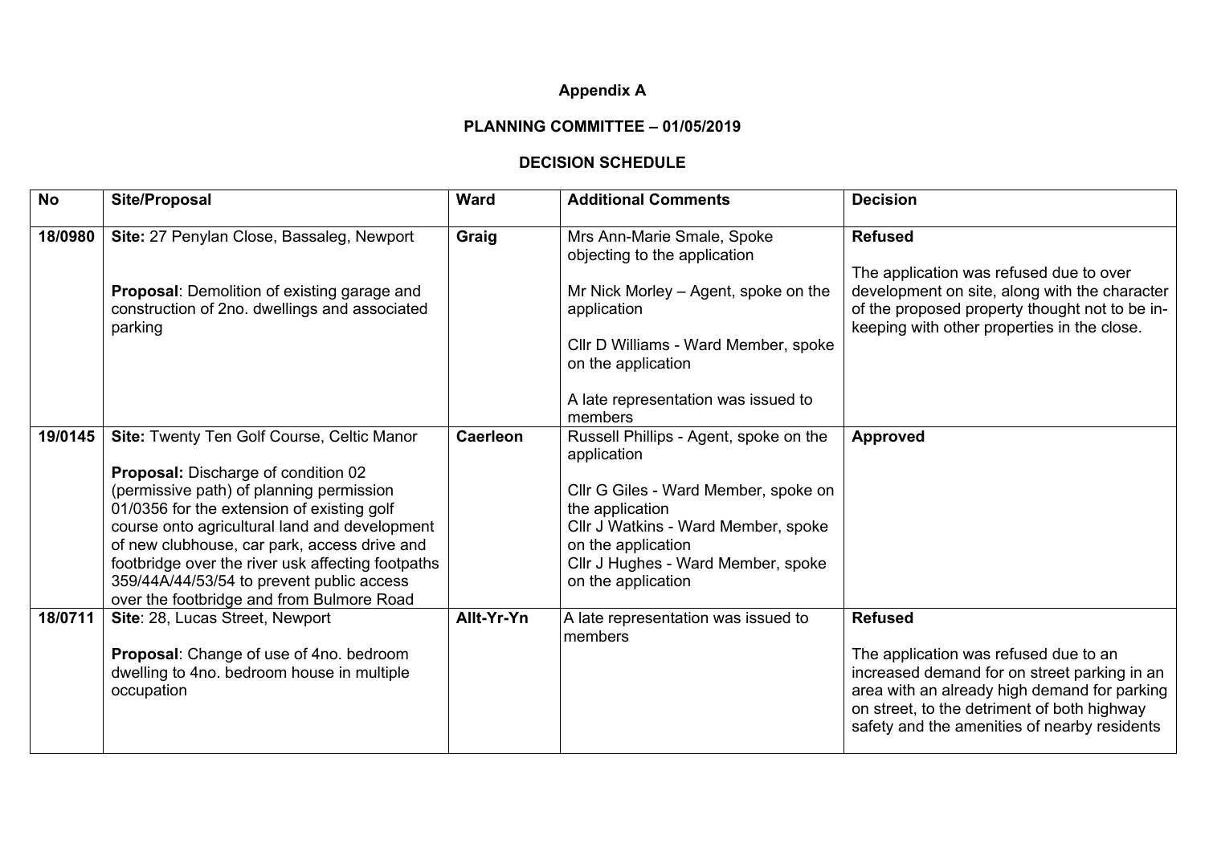**Appendix A**

**PLANNING COMMITTEE – 01/05/2019**

**DECISION SCHEDULE**

| No | Site/Proposal | Ward | Additional Comments | Decision |
|---|---|---|---|---|
| **18/0980** | **Site:** 27 Penylan Close, Bassaleg, Newport<br><br>**Proposal**: Demolition of existing garage and construction of 2no. dwellings and associated parking | **Graig** | Mrs Ann-Marie Smale, Spoke objecting to the application<br><br>Mr Nick Morley – Agent, spoke on the application<br><br>Cllr D Williams - Ward Member, spoke on the application<br><br>A late representation was issued to members | **Refused**<br><br>The application was refused due to over development on site, along with the character of the proposed property thought not to be in-keeping with other properties in the close. |
| **19/0145** | **Site:** Twenty Ten Golf Course, Celtic Manor<br><br>**Proposal:** Discharge of condition 02 (permissive path) of planning permission 01/0356 for the extension of existing golf course onto agricultural land and development of new clubhouse, car park, access drive and footbridge over the river usk affecting footpaths 359/44A/44/53/54 to prevent public access over the footbridge and from Bulmore Road | **Caerleon** | Russell Phillips - Agent, spoke on the application<br><br>Cllr G Giles - Ward Member, spoke on the application<br>Cllr J Watkins - Ward Member, spoke on the application<br>Cllr J Hughes - Ward Member, spoke on the application | **Approved** |
| **18/0711** | **Site**: 28, Lucas Street, Newport<br><br>**Proposal**: Change of use of 4no. bedroom dwelling to 4no. bedroom house in multiple occupation | **Allt-Yr-Yn** | A late representation was issued to members | **Refused**<br><br>The application was refused due to an increased demand for on street parking in an area with an already high demand for parking on street, to the detriment of both highway safety and the amenities of nearby residents |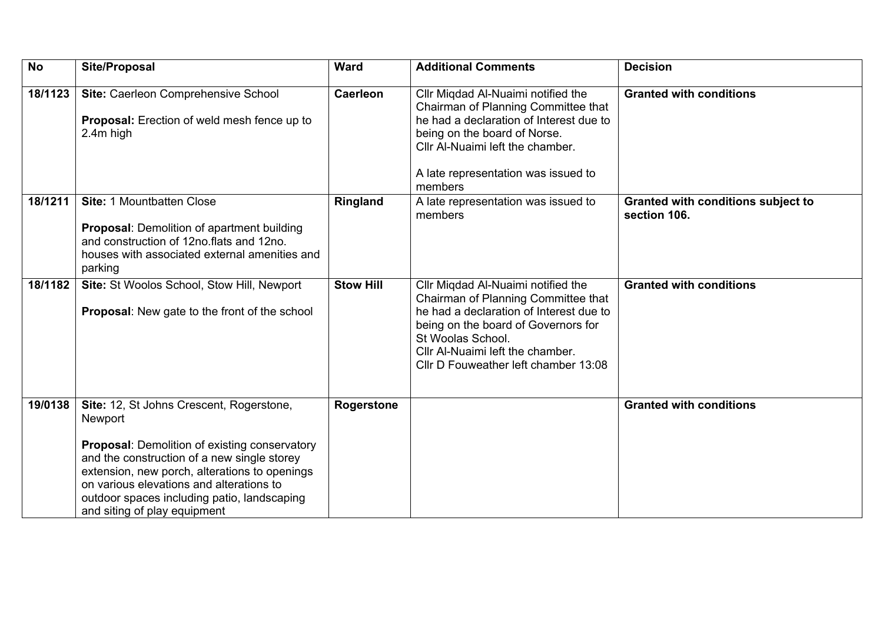| No | Site/Proposal | Ward | Additional Comments | Decision |
|---|---|---|---|---|
| **18/1123** | **Site:** Caerleon Comprehensive School<br><br>**Proposal:** Erection of weld mesh fence up to 2.4m high | **Caerleon** | Cllr Miqdad Al-Nuaimi notified the Chairman of Planning Committee that he had a declaration of Interest due to being on the board of Norse.<br>Cllr Al-Nuaimi left the chamber.<br><br>A late representation was issued to members | **Granted with conditions** |
| **18/1211** | **Site:** 1 Mountbatten Close<br><br>**Proposal**: Demolition of apartment building and construction of 12no.flats and 12no. houses with associated external amenities and parking | **Ringland** | A late representation was issued to members | **Granted with conditions subject to section 106.** |
| **18/1182** | **Site:** St Woolos School, Stow Hill, Newport<br><br>**Proposal**: New gate to the front of the school | **Stow Hill** | Cllr Miqdad Al-Nuaimi notified the Chairman of Planning Committee that he had a declaration of Interest due to being on the board of Governors for St Woolas School.<br>Cllr Al-Nuaimi left the chamber.<br>Cllr D Fouweather left chamber 13:08 | **Granted with conditions** |
| **19/0138** | **Site:** 12, St Johns Crescent, Rogerstone, Newport<br><br>**Proposal**: Demolition of existing conservatory and the construction of a new single storey extension, new porch, alterations to openings on various elevations and alterations to outdoor spaces including patio, landscaping and siting of play equipment | **Rogerstone** | | **Granted with conditions** |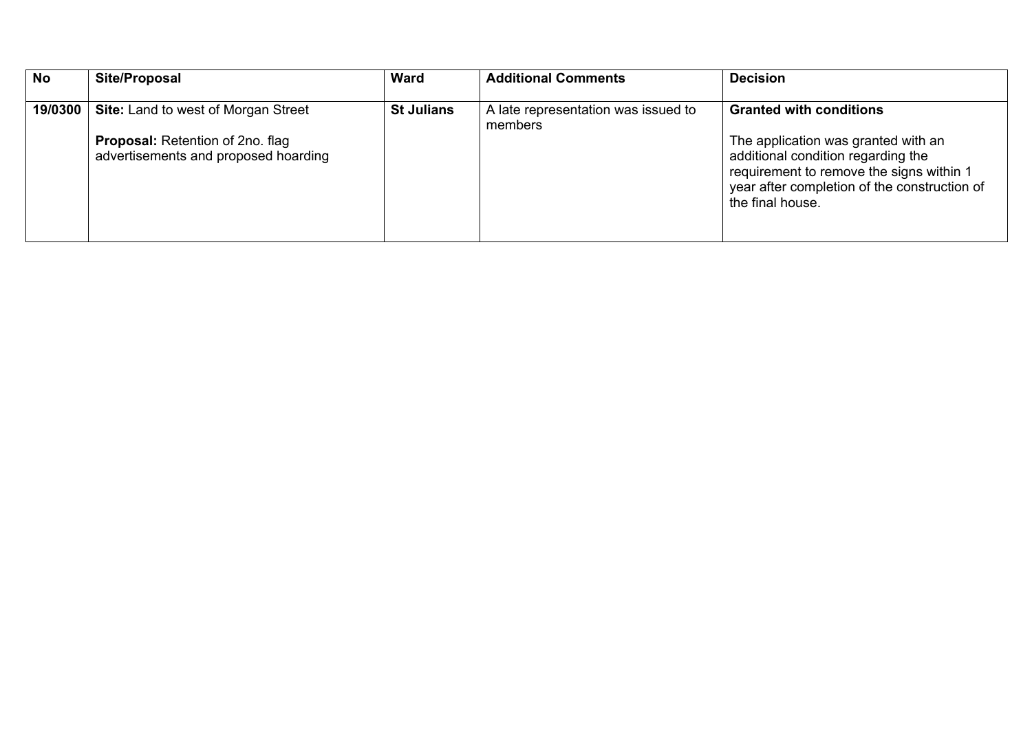| No | Site/Proposal | Ward | Additional Comments | Decision |
|---|---|---|---|---|
| **19/0300** | **Site:** Land to west of Morgan Street<br><br>**Proposal:** Retention of 2no. flag advertisements and proposed hoarding | **St Julians** | A late representation was issued to members | **Granted with conditions**<br><br>The application was granted with an additional condition regarding the requirement to remove the signs within 1 year after completion of the construction of the final house. |